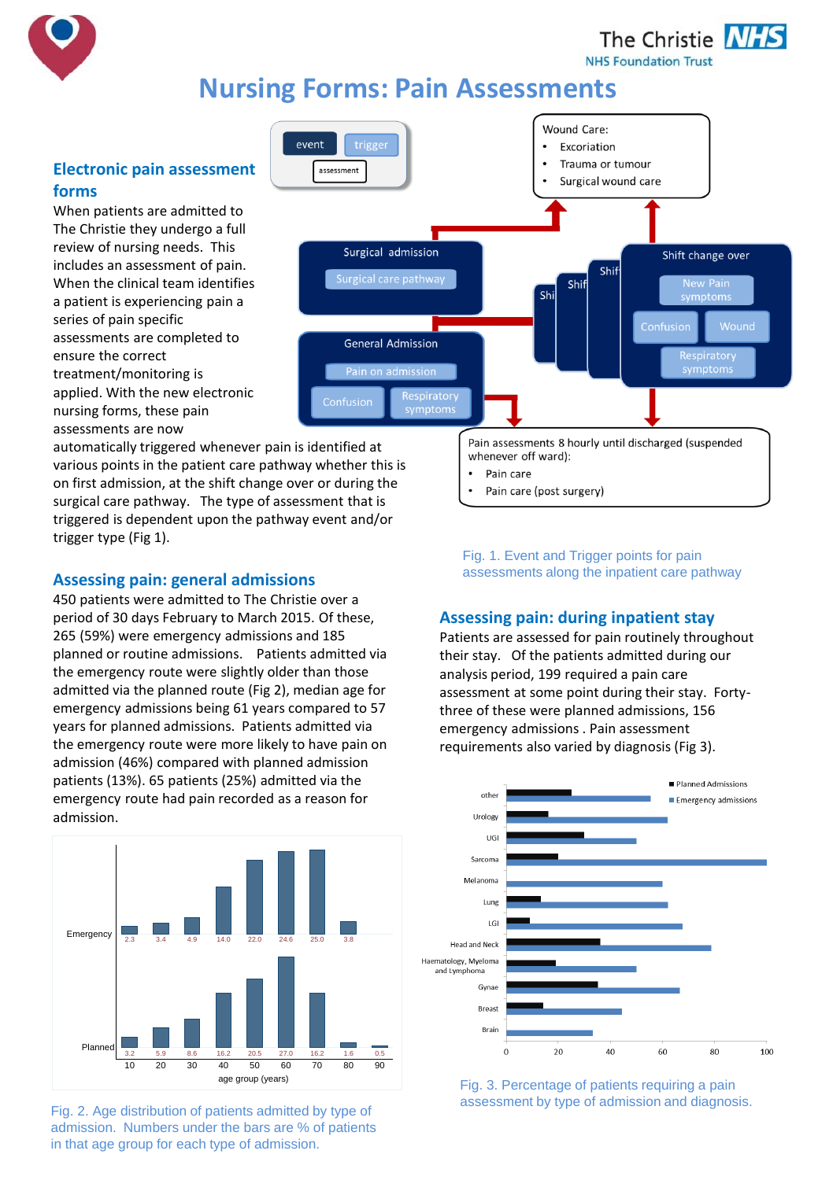# Nursing Forms: Pain Assessments

## Electronic pain assessment forms

When patients are admitted to The Christie they undergo a full review of nursing needs. This includes an assessment of pain. When the clinical team identifies a patient is experiencing pain a series of pain specific assessments are completed to ensure the correct treatment/monitoring is applied. With the new electronic nursing forms, these pain assessments are now automatically triggered whenever pain is identified at various points in the patient care pathway whether this is on first admission, at the shift change over or during the surgical care pathway. The type of assessment that is triggered is dependent upon the pathway event and/or trigger type (Fig 1).

event | trigger | assessment

Wound Care:
- Excoriation
- Trauma or tumour
- Surgical wound care

Surgical admission
- Surgical care pathway

General Admission
- Pain on admission
- Confusion
- Respiratory symptoms

Shift change over
- New Pain symptoms
- Confusion
- Wound
- Respiratory symptoms

Pain assessments 8 hourly until discharged (suspended whenever off ward):
- Pain care
- Pain care (post surgery)

Fig. 1. Event and Trigger points for pain assessments along the inpatient care pathway

## Assessing pain: general admissions

450 patients were admitted to The Christie over a period of 30 days February to March 2015. Of these, 265 (59%) were emergency admissions and 185 planned or routine admissions. Patients admitted via the emergency route were slightly older than those admitted via the planned route (Fig 2), median age for emergency admissions being 61 years compared to 57 years for planned admissions. Patients admitted via the emergency route were more likely to have pain on admission (46%) compared with planned admission patients (13%). 65 patients (25%) admitted via the emergency route had pain recorded as a reason for admission.

| age group (years) | 10 | 20 | 30 | 40 | 50 | 60 | 70 | 80 | 90 |
|---|---|---|---|---|---|---|---|---|---|
| Emergency | 2.3 | 3.4 | 4.9 | 14.0 | 22.0 | 24.6 | 25.0 | 3.8 | |
| Planned | 3.2 | 5.9 | 8.6 | 16.2 | 20.5 | 27.0 | 16.2 | 1.6 | 0.5 |

Fig. 2. Age distribution of patients admitted by type of admission. Numbers under the bars are % of patients in that age group for each type of admission.

## Assessing pain: during inpatient stay

Patients are assessed for pain routinely throughout their stay. Of the patients admitted during our analysis period, 199 required a pain care assessment at some point during their stay. Forty-three of these were planned admissions, 156 emergency admissions . Pain assessment requirements also varied by diagnosis (Fig 3).

Fig. 3. Percentage of patients requiring a pain assessment by type of admission and diagnosis.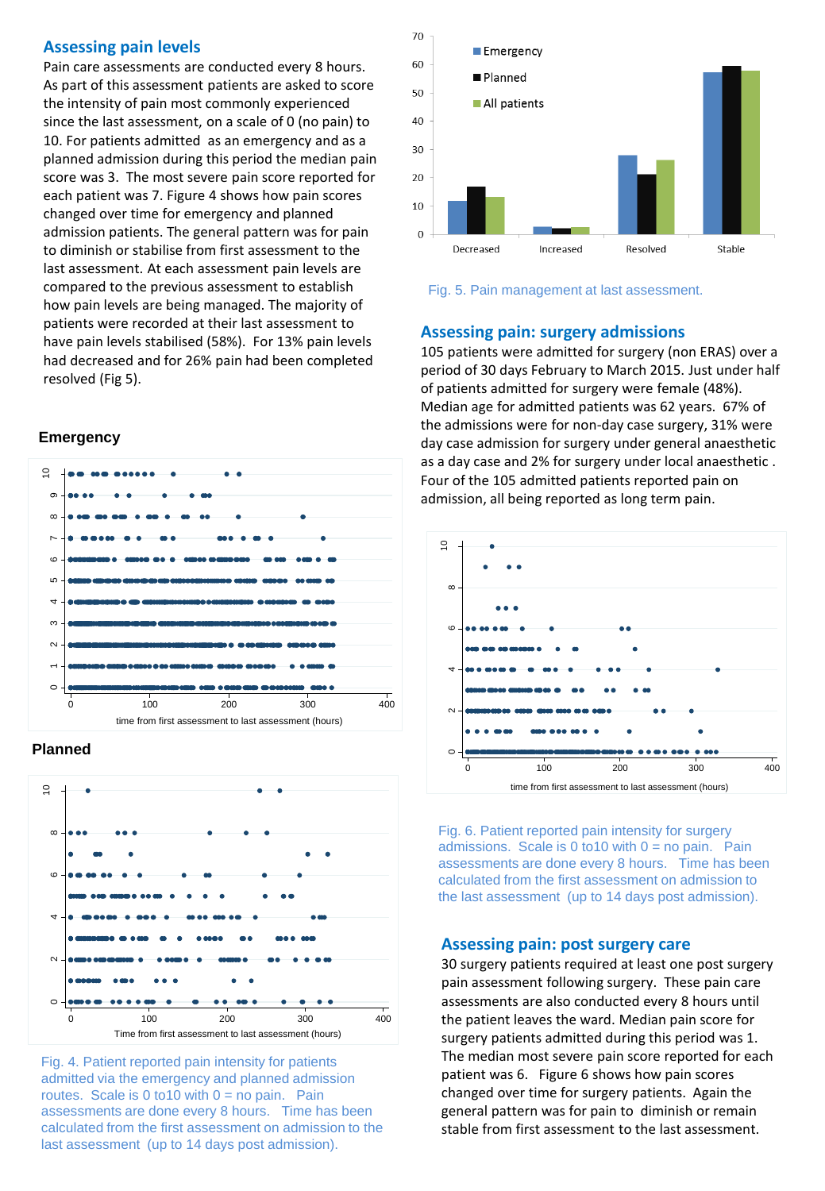## Assessing pain levels

Pain care assessments are conducted every 8 hours. As part of this assessment patients are asked to score the intensity of pain most commonly experienced since the last assessment, on a scale of 0 (no pain) to 10. For patients admitted as an emergency and as a planned admission during this period the median pain score was 3. The most severe pain score reported for each patient was 7. Figure 4 shows how pain scores changed over time for emergency and planned admission patients. The general pattern was for pain to diminish or stabilise from first assessment to the last assessment. At each assessment pain levels are compared to the previous assessment to establish how pain levels are being managed. The majority of patients were recorded at their last assessment to have pain levels stabilised (58%). For 13% pain levels had decreased and for 26% pain had been completed resolved (Fig 5).

**Emergency**

0 1 2 3 4 5 6 7 8 9 10

0 100 200 300 400

time from first assessment to last assessment (hours)

**Planned**

0 2 4 6 8 10

0 100 200 300 400

Time from first assessment to last assessment (hours)

Fig. 4. Patient reported pain intensity for patients admitted via the emergency and planned admission routes. Scale is 0 to10 with 0 = no pain. Pain assessments are done every 8 hours. Time has been calculated from the first assessment on admission to the last assessment (up to 14 days post admission).

0 10 20 30 40 50 60 70

Emergency

Planned

All patients

Decreased Increased Resolved Stable

Fig. 5. Pain management at last assessment.

## Assessing pain: surgery admissions

105 patients were admitted for surgery (non ERAS) over a period of 30 days February to March 2015. Just under half of patients admitted for surgery were female (48%). Median age for admitted patients was 62 years. 67% of the admissions were for non-day case surgery, 31% were day case admission for surgery under general anaesthetic as a day case and 2% for surgery under local anaesthetic . Four of the 105 admitted patients reported pain on admission, all being reported as long term pain.

0 2 4 6 8 10

0 100 200 300 400

time from first assessment to last assessment (hours)

Fig. 6. Patient reported pain intensity for surgery admissions. Scale is 0 to10 with 0 = no pain. Pain assessments are done every 8 hours. Time has been calculated from the first assessment on admission to the last assessment (up to 14 days post admission).

## Assessing pain: post surgery care

30 surgery patients required at least one post surgery pain assessment following surgery. These pain care assessments are also conducted every 8 hours until the patient leaves the ward. Median pain score for surgery patients admitted during this period was 1. The median most severe pain score reported for each patient was 6. Figure 6 shows how pain scores changed over time for surgery patients. Again the general pattern was for pain to diminish or remain stable from first assessment to the last assessment.